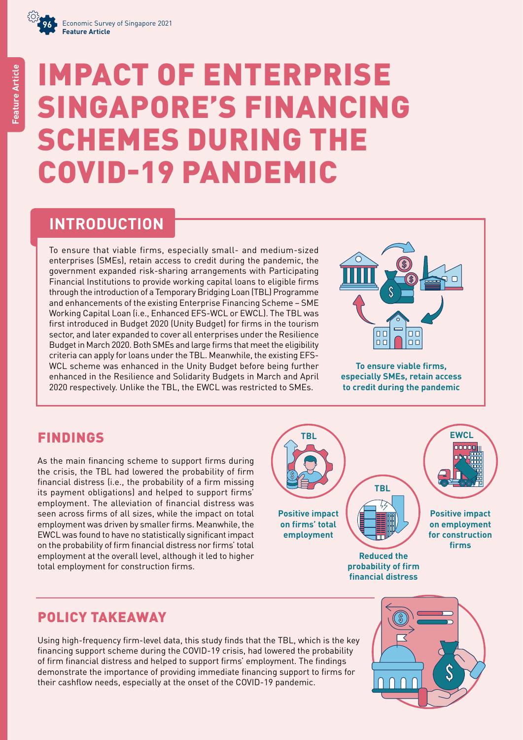# IMPACT OF ENTERPRISE SINGAPORE'S FINANCING SCHEMES DURING THE COVID-19 PANDEMIC

## INTRODUCTION

To ensure that viable firms, especially small- and medium-sized enterprises (SMEs), retain access to credit during the pandemic, the government expanded risk-sharing arrangements with Participating Financial Institutions to provide working capital loans to eligible firms through the introduction of a Temporary Bridging Loan (TBL) Programme and enhancements of the existing Enterprise Financing Scheme – SME Working Capital Loan (i.e., Enhanced EFS-WCL or EWCL). The TBL was first introduced in Budget 2020 (Unity Budget) for firms in the tourism sector, and later expanded to cover all enterprises under the Resilience Budget in March 2020. Both SMEs and large firms that meet the eligibility criteria can apply for loans under the TBL. Meanwhile, the existing EFS-WCL scheme was enhanced in the Unity Budget before being further enhanced in the Resilience and Solidarity Budgets in March and April 2020 respectively. Unlike the TBL, the EWCL was restricted to SMEs.

**To ensure viable firms, especially SMEs, retain access to credit during the pandemic**

## FINDINGS

As the main financing scheme to support firms during the crisis, the TBL had lowered the probability of firm financial distress (i.e., the probability of a firm missing its payment obligations) and helped to support firms' employment. The alleviation of financial distress was seen across firms of all sizes, while the impact on total employment was driven by smaller firms. Meanwhile, the EWCL was found to have no statistically significant impact on the probability of firm financial distress nor firms' total employment at the overall level, although it led to higher total employment for construction firms.

**TBL** — **Positive impact on firms' total employment**

**TBL** — **Reduced the probability of firm financial distress**

**EWCL** — **Positive impact on employment for construction firms**

## POLICY TAKEAWAY

Using high-frequency firm-level data, this study finds that the TBL, which is the key financing support scheme during the COVID-19 crisis, had lowered the probability of firm financial distress and helped to support firms' employment. The findings demonstrate the importance of providing immediate financing support to firms for their cashflow needs, especially at the onset of the COVID-19 pandemic.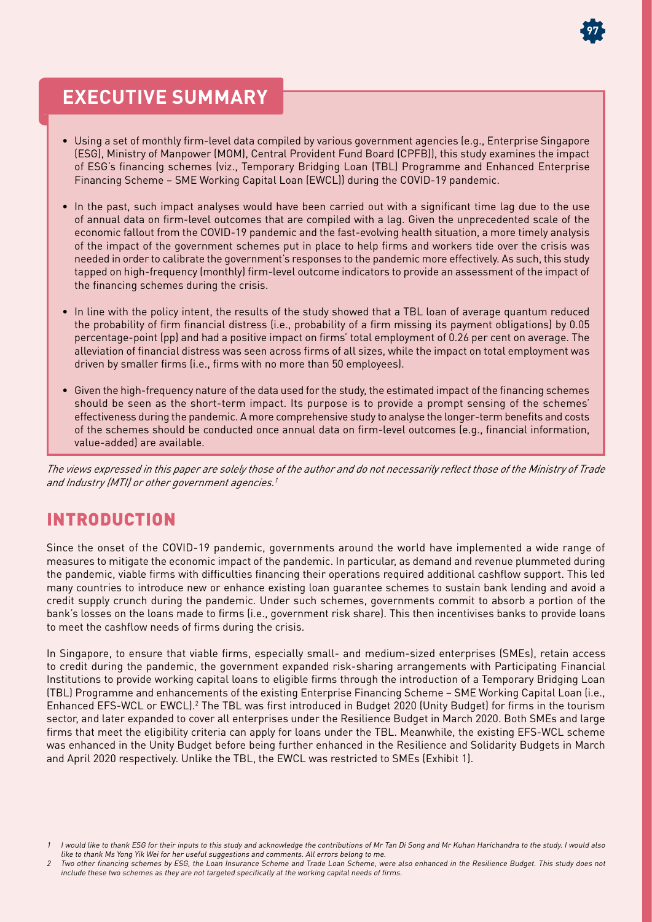## EXECUTIVE SUMMARY

- Using a set of monthly firm-level data compiled by various government agencies (e.g., Enterprise Singapore (ESG), Ministry of Manpower (MOM), Central Provident Fund Board (CPFB)), this study examines the impact of ESG's financing schemes (viz., Temporary Bridging Loan (TBL) Programme and Enhanced Enterprise Financing Scheme – SME Working Capital Loan (EWCL)) during the COVID-19 pandemic.
- In the past, such impact analyses would have been carried out with a significant time lag due to the use of annual data on firm-level outcomes that are compiled with a lag. Given the unprecedented scale of the economic fallout from the COVID-19 pandemic and the fast-evolving health situation, a more timely analysis of the impact of the government schemes put in place to help firms and workers tide over the crisis was needed in order to calibrate the government's responses to the pandemic more effectively. As such, this study tapped on high-frequency (monthly) firm-level outcome indicators to provide an assessment of the impact of the financing schemes during the crisis.
- In line with the policy intent, the results of the study showed that a TBL loan of average quantum reduced the probability of firm financial distress (i.e., probability of a firm missing its payment obligations) by 0.05 percentage-point (pp) and had a positive impact on firms' total employment of 0.26 per cent on average. The alleviation of financial distress was seen across firms of all sizes, while the impact on total employment was driven by smaller firms (i.e., firms with no more than 50 employees).
- Given the high-frequency nature of the data used for the study, the estimated impact of the financing schemes should be seen as the short-term impact. Its purpose is to provide a prompt sensing of the schemes' effectiveness during the pandemic. A more comprehensive study to analyse the longer-term benefits and costs of the schemes should be conducted once annual data on firm-level outcomes (e.g., financial information, value-added) are available.

*The views expressed in this paper are solely those of the author and do not necessarily reflect those of the Ministry of Trade and Industry (MTI) or other government agencies.[1]*

## INTRODUCTION

Since the onset of the COVID-19 pandemic, governments around the world have implemented a wide range of measures to mitigate the economic impact of the pandemic. In particular, as demand and revenue plummeted during the pandemic, viable firms with difficulties financing their operations required additional cashflow support. This led many countries to introduce new or enhance existing loan guarantee schemes to sustain bank lending and avoid a credit supply crunch during the pandemic. Under such schemes, governments commit to absorb a portion of the bank's losses on the loans made to firms (i.e., government risk share). This then incentivises banks to provide loans to meet the cashflow needs of firms during the crisis.

In Singapore, to ensure that viable firms, especially small- and medium-sized enterprises (SMEs), retain access to credit during the pandemic, the government expanded risk-sharing arrangements with Participating Financial Institutions to provide working capital loans to eligible firms through the introduction of a Temporary Bridging Loan (TBL) Programme and enhancements of the existing Enterprise Financing Scheme – SME Working Capital Loan (i.e., Enhanced EFS-WCL or EWCL).[2] The TBL was first introduced in Budget 2020 (Unity Budget) for firms in the tourism sector, and later expanded to cover all enterprises under the Resilience Budget in March 2020. Both SMEs and large firms that meet the eligibility criteria can apply for loans under the TBL. Meanwhile, the existing EFS-WCL scheme was enhanced in the Unity Budget before being further enhanced in the Resilience and Solidarity Budgets in March and April 2020 respectively. Unlike the TBL, the EWCL was restricted to SMEs (Exhibit 1).

1 I would like to thank ESG for their inputs to this study and acknowledge the contributions of Mr Tan Di Song and Mr Kuhan Harichandra to the study. I would also like to thank Ms Yong Yik Wei for her useful suggestions and comments. All errors belong to me.

2 Two other financing schemes by ESG, the Loan Insurance Scheme and Trade Loan Scheme, were also enhanced in the Resilience Budget. This study does not include these two schemes as they are not targeted specifically at the working capital needs of firms.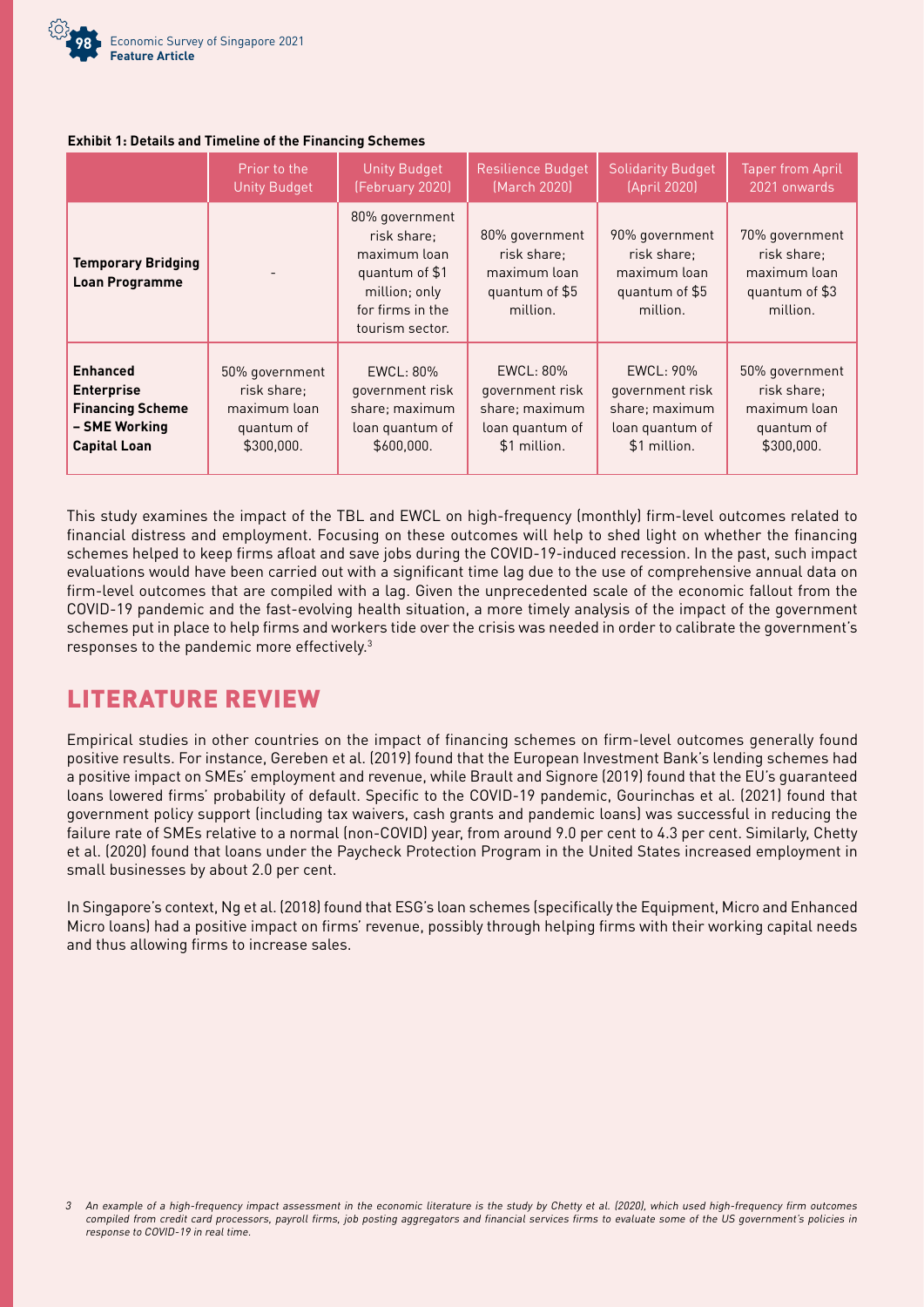**Exhibit 1: Details and Timeline of the Financing Schemes**

| | Prior to the Unity Budget | Unity Budget (February 2020) | Resilience Budget (March 2020) | Solidarity Budget (April 2020) | Taper from April 2021 onwards |
|---|---|---|---|---|---|
| **Temporary Bridging Loan Programme** | - | 80% government risk share; maximum loan quantum of $1 million; only for firms in the tourism sector. | 80% government risk share; maximum loan quantum of $5 million. | 90% government risk share; maximum loan quantum of $5 million. | 70% government risk share; maximum loan quantum of $3 million. |
| **Enhanced Enterprise Financing Scheme – SME Working Capital Loan** | 50% government risk share; maximum loan quantum of $300,000. | EWCL: 80% government risk share; maximum loan quantum of $600,000. | EWCL: 80% government risk share; maximum loan quantum of $1 million. | EWCL: 90% government risk share; maximum loan quantum of $1 million. | 50% government risk share; maximum loan quantum of $300,000. |

This study examines the impact of the TBL and EWCL on high-frequency (monthly) firm-level outcomes related to financial distress and employment. Focusing on these outcomes will help to shed light on whether the financing schemes helped to keep firms afloat and save jobs during the COVID-19-induced recession. In the past, such impact evaluations would have been carried out with a significant time lag due to the use of comprehensive annual data on firm-level outcomes that are compiled with a lag. Given the unprecedented scale of the economic fallout from the COVID-19 pandemic and the fast-evolving health situation, a more timely analysis of the impact of the government schemes put in place to help firms and workers tide over the crisis was needed in order to calibrate the government's responses to the pandemic more effectively.[3]

## LITERATURE REVIEW

Empirical studies in other countries on the impact of financing schemes on firm-level outcomes generally found positive results. For instance, Gereben et al. (2019) found that the European Investment Bank's lending schemes had a positive impact on SMEs' employment and revenue, while Brault and Signore (2019) found that the EU's guaranteed loans lowered firms' probability of default. Specific to the COVID-19 pandemic, Gourinchas et al. (2021) found that government policy support (including tax waivers, cash grants and pandemic loans) was successful in reducing the failure rate of SMEs relative to a normal (non-COVID) year, from around 9.0 per cent to 4.3 per cent. Similarly, Chetty et al. (2020) found that loans under the Paycheck Protection Program in the United States increased employment in small businesses by about 2.0 per cent.

In Singapore's context, Ng et al. (2018) found that ESG's loan schemes (specifically the Equipment, Micro and Enhanced Micro loans) had a positive impact on firms' revenue, possibly through helping firms with their working capital needs and thus allowing firms to increase sales.

*3 An example of a high-frequency impact assessment in the economic literature is the study by Chetty et al. (2020), which used high-frequency firm outcomes compiled from credit card processors, payroll firms, job posting aggregators and financial services firms to evaluate some of the US government's policies in response to COVID-19 in real time.*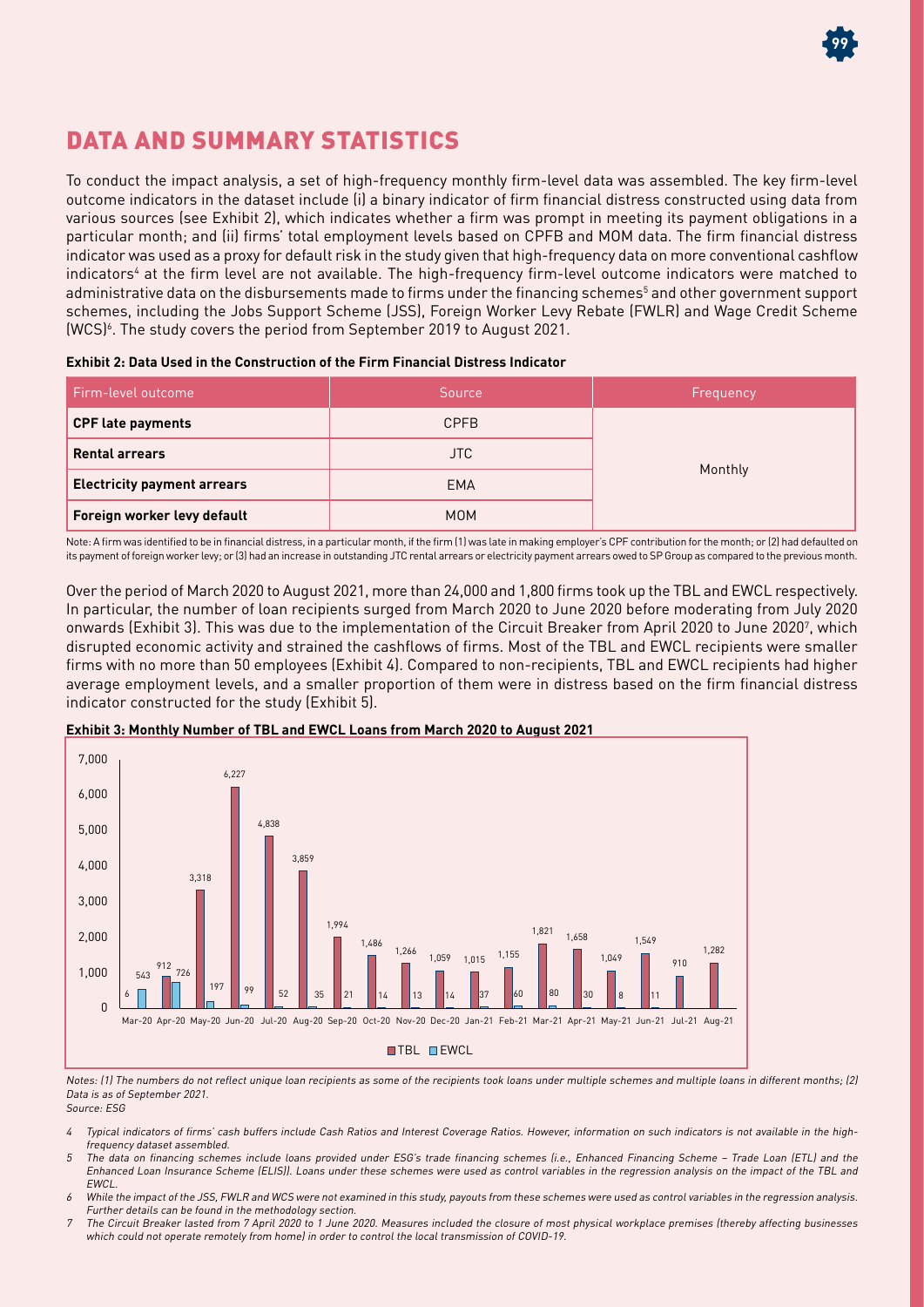## DATA AND SUMMARY STATISTICS

To conduct the impact analysis, a set of high-frequency monthly firm-level data was assembled. The key firm-level outcome indicators in the dataset include (i) a binary indicator of firm financial distress constructed using data from various sources (see Exhibit 2), which indicates whether a firm was prompt in meeting its payment obligations in a particular month; and (ii) firms' total employment levels based on CPFB and MOM data. The firm financial distress indicator was used as a proxy for default risk in the study given that high-frequency data on more conventional cashflow indicators[4] at the firm level are not available. The high-frequency firm-level outcome indicators were matched to administrative data on the disbursements made to firms under the financing schemes[5] and other government support schemes, including the Jobs Support Scheme (JSS), Foreign Worker Levy Rebate (FWLR) and Wage Credit Scheme (WCS)[6]. The study covers the period from September 2019 to August 2021.

**Exhibit 2: Data Used in the Construction of the Firm Financial Distress Indicator**

| Firm-level outcome | Source | Frequency |
|---|---|---|
| **CPF late payments** | CPFB | Monthly |
| **Rental arrears** | JTC | |
| **Electricity payment arrears** | EMA | |
| **Foreign worker levy default** | MOM | |

Note: A firm was identified to be in financial distress, in a particular month, if the firm (1) was late in making employer's CPF contribution for the month; or (2) had defaulted on its payment of foreign worker levy; or (3) had an increase in outstanding JTC rental arrears or electricity payment arrears owed to SP Group as compared to the previous month.

Over the period of March 2020 to August 2021, more than 24,000 and 1,800 firms took up the TBL and EWCL respectively. In particular, the number of loan recipients surged from March 2020 to June 2020 before moderating from July 2020 onwards (Exhibit 3). This was due to the implementation of the Circuit Breaker from April 2020 to June 2020[7], which disrupted economic activity and strained the cashflows of firms. Most of the TBL and EWCL recipients were smaller firms with no more than 50 employees (Exhibit 4). Compared to non-recipients, TBL and EWCL recipients had higher average employment levels, and a smaller proportion of them were in distress based on the firm financial distress indicator constructed for the study (Exhibit 5).

**Exhibit 3: Monthly Number of TBL and EWCL Loans from March 2020 to August 2021**

| Month | TBL | EWCL |
|---|---|---|
| Mar-20 | 6 | 543 |
| Apr-20 | 912 | 726 |
| May-20 | 3,318 | 197 |
| Jun-20 | 6,227 | 99 |
| Jul-20 | 4,838 | 52 |
| Aug-20 | 3,859 | 35 |
| Sep-20 | 1,994 | 21 |
| Oct-20 | 1,486 | 14 |
| Nov-20 | 1,266 | 13 |
| Dec-20 | 1,059 | 14 |
| Jan-21 | 1,015 | 37 |
| Feb-21 | 1,155 | 60 |
| Mar-21 | 1,821 | 80 |
| Apr-21 | 1,658 | 30 |
| May-21 | 1,049 | 8 |
| Jun-21 | 1,549 | 11 |
| Jul-21 | 910 | |
| Aug-21 | 1,282 | |

*Notes: (1) The numbers do not reflect unique loan recipients as some of the recipients took loans under multiple schemes and multiple loans in different months; (2) Data is as of September 2021.*
*Source: ESG*

*4 Typical indicators of firms' cash buffers include Cash Ratios and Interest Coverage Ratios. However, information on such indicators is not available in the high-frequency dataset assembled.*

*5 The data on financing schemes include loans provided under ESG's trade financing schemes (i.e., Enhanced Financing Scheme – Trade Loan (ETL) and the Enhanced Loan Insurance Scheme (ELIS)). Loans under these schemes were used as control variables in the regression analysis on the impact of the TBL and EWCL.*

*6 While the impact of the JSS, FWLR and WCS were not examined in this study, payouts from these schemes were used as control variables in the regression analysis. Further details can be found in the methodology section.*

*7 The Circuit Breaker lasted from 7 April 2020 to 1 June 2020. Measures included the closure of most physical workplace premises (thereby affecting businesses which could not operate remotely from home) in order to control the local transmission of COVID-19.*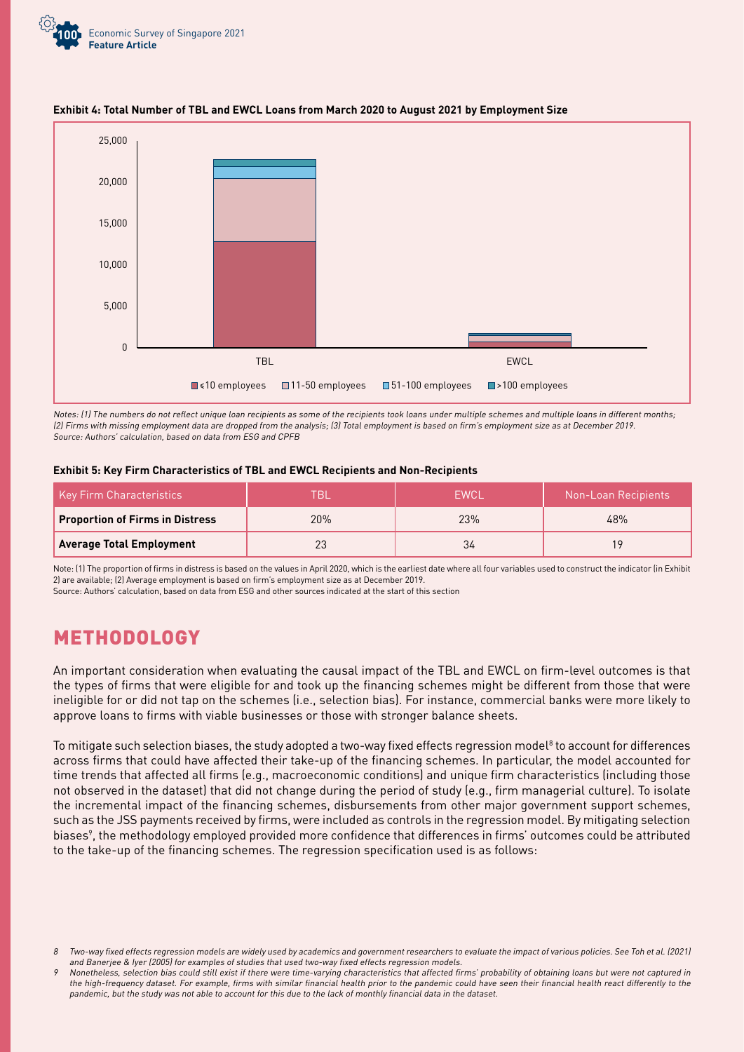**Exhibit 4: Total Number of TBL and EWCL Loans from March 2020 to August 2021 by Employment Size**

*Notes: (1) The numbers do not reflect unique loan recipients as some of the recipients took loans under multiple schemes and multiple loans in different months; (2) Firms with missing employment data are dropped from the analysis; (3) Total employment is based on firm's employment size as at December 2019.*
*Source: Authors' calculation, based on data from ESG and CPFB*

**Exhibit 5: Key Firm Characteristics of TBL and EWCL Recipients and Non-Recipients**

| Key Firm Characteristics | TBL | EWCL | Non-Loan Recipients |
|---|---|---|---|
| **Proportion of Firms in Distress** | 20% | 23% | 48% |
| **Average Total Employment** | 23 | 34 | 19 |

Note: (1) The proportion of firms in distress is based on the values in April 2020, which is the earliest date where all four variables used to construct the indicator (in Exhibit 2) are available; (2) Average employment is based on firm's employment size as at December 2019.
Source: Authors' calculation, based on data from ESG and other sources indicated at the start of this section

## METHODOLOGY

An important consideration when evaluating the causal impact of the TBL and EWCL on firm-level outcomes is that the types of firms that were eligible for and took up the financing schemes might be different from those that were ineligible for or did not tap on the schemes (i.e., selection bias). For instance, commercial banks were more likely to approve loans to firms with viable businesses or those with stronger balance sheets.

To mitigate such selection biases, the study adopted a two-way fixed effects regression model[8] to account for differences across firms that could have affected their take-up of the financing schemes. In particular, the model accounted for time trends that affected all firms (e.g., macroeconomic conditions) and unique firm characteristics (including those not observed in the dataset) that did not change during the period of study (e.g., firm managerial culture). To isolate the incremental impact of the financing schemes, disbursements from other major government support schemes, such as the JSS payments received by firms, were included as controls in the regression model. By mitigating selection biases[9], the methodology employed provided more confidence that differences in firms' outcomes could be attributed to the take-up of the financing schemes. The regression specification used is as follows:

*8 Two-way fixed effects regression models are widely used by academics and government researchers to evaluate the impact of various policies. See Toh et al. (2021) and Banerjee & Iyer (2005) for examples of studies that used two-way fixed effects regression models.*

*9 Nonetheless, selection bias could still exist if there were time-varying characteristics that affected firms' probability of obtaining loans but were not captured in the high-frequency dataset. For example, firms with similar financial health prior to the pandemic could have seen their financial health react differently to the pandemic, but the study was not able to account for this due to the lack of monthly financial data in the dataset.*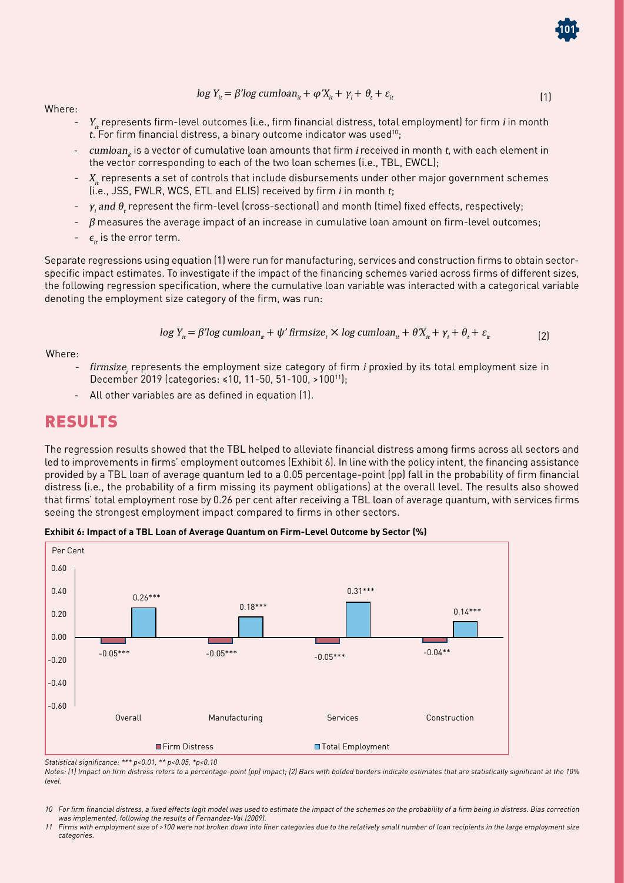$$\log Y_{it} = \beta' \log cumloan_{it} + \varphi' X_{it} + \gamma_i + \theta_t + \varepsilon_{it} \quad (1)$$

Where:

- $Y_{it}$ represents firm-level outcomes (i.e., firm financial distress, total employment) for firm $i$ in month $t$. For firm financial distress, a binary outcome indicator was used[10];
- $cumloan_{it}$ is a vector of cumulative loan amounts that firm $i$ received in month $t$, with each element in the vector corresponding to each of the two loan schemes (i.e., TBL, EWCL);
- $X_{it}$ represents a set of controls that include disbursements under other major government schemes (i.e., JSS, FWLR, WCS, ETL and ELIS) received by firm $i$ in month $t$;
- $\gamma_i$ and $\theta_t$ represent the firm-level (cross-sectional) and month (time) fixed effects, respectively;
- $\beta$ measures the average impact of an increase in cumulative loan amount on firm-level outcomes;
- $\epsilon_{it}$ is the error term.

Separate regressions using equation (1) were run for manufacturing, services and construction firms to obtain sector-specific impact estimates. To investigate if the impact of the financing schemes varied across firms of different sizes, the following regression specification, where the cumulative loan variable was interacted with a categorical variable denoting the employment size category of the firm, was run:

$$\log Y_{it} = \beta' \log cumloan_{it} + \psi' firmsize_i \times \log cumloan_{it} + \theta' X_{it} + \gamma_i + \theta_t + \varepsilon_{it} \quad (2)$$

Where:

- $firmsize_i$ represents the employment size category of firm $i$ proxied by its total employment size in December 2019 (categories: ≤10, 11-50, 51-100, >100[11]);
- All other variables are as defined in equation (1).

## RESULTS

The regression results showed that the TBL helped to alleviate financial distress among firms across all sectors and led to improvements in firms' employment outcomes (Exhibit 6). In line with the policy intent, the financing assistance provided by a TBL loan of average quantum led to a 0.05 percentage-point (pp) fall in the probability of firm financial distress (i.e., the probability of a firm missing its payment obligations) at the overall level. The results also showed that firms' total employment rose by 0.26 per cent after receiving a TBL loan of average quantum, with services firms seeing the strongest employment impact compared to firms in other sectors.

**Exhibit 6: Impact of a TBL Loan of Average Quantum on Firm-Level Outcome by Sector (%)**

| Per Cent | Firm Distress | Total Employment |
|---|---|---|
| Overall | -0.05*** | 0.26*** |
| Manufacturing | -0.05*** | 0.18*** |
| Services | -0.05*** | 0.31*** |
| Construction | -0.04** | 0.14*** |

*Statistical significance: *** p<0.01, ** p<0.05, *p<0.10*

*Notes: (1) Impact on firm distress refers to a percentage-point (pp) impact; (2) Bars with bolded borders indicate estimates that are statistically significant at the 10% level.*

10 For firm financial distress, a fixed effects logit model was used to estimate the impact of the schemes on the probability of a firm being in distress. Bias correction was implemented, following the results of Fernandez-Val (2009).

11 Firms with employment size of >100 were not broken down into finer categories due to the relatively small number of loan recipients in the large employment size categories.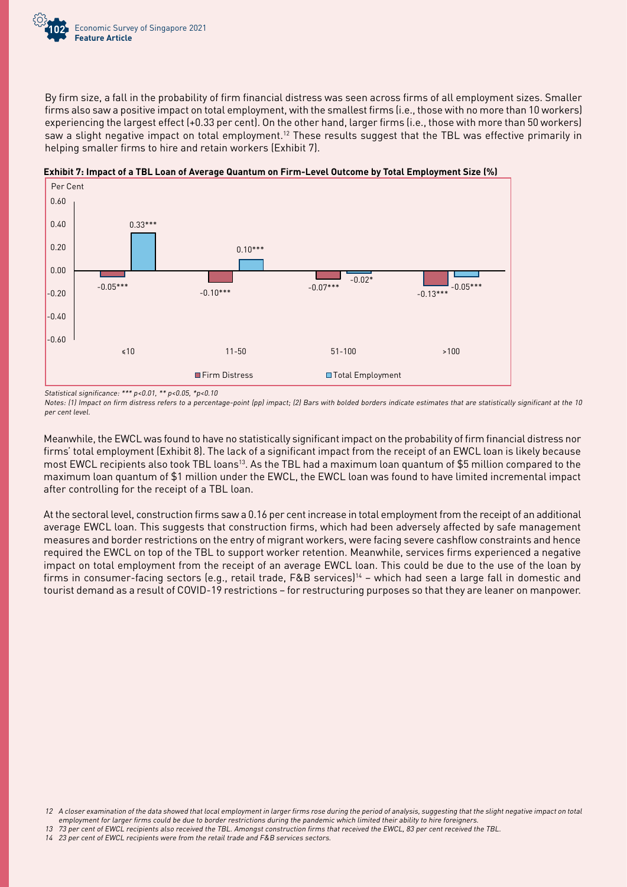By firm size, a fall in the probability of firm financial distress was seen across firms of all employment sizes. Smaller firms also saw a positive impact on total employment, with the smallest firms (i.e., those with no more than 10 workers) experiencing the largest effect (+0.33 per cent). On the other hand, larger firms (i.e., those with more than 50 workers) saw a slight negative impact on total employment.[12] These results suggest that the TBL was effective primarily in helping smaller firms to hire and retain workers (Exhibit 7).

**Exhibit 7: Impact of a TBL Loan of Average Quantum on Firm-Level Outcome by Total Employment Size (%)**

| Employment Size | Firm Distress | Total Employment |
|---|---|---|
| ≤10 | -0.05*** | 0.33*** |
| 11-50 | -0.10*** | 0.10*** |
| 51-100 | -0.07*** | -0.02* |
| >100 | -0.13*** | -0.05*** |

*Statistical significance: *** p<0.01, ** p<0.05, *p<0.10*

*Notes: (1) Impact on firm distress refers to a percentage-point (pp) impact; (2) Bars with bolded borders indicate estimates that are statistically significant at the 10 per cent level.*

Meanwhile, the EWCL was found to have no statistically significant impact on the probability of firm financial distress nor firms' total employment (Exhibit 8). The lack of a significant impact from the receipt of an EWCL loan is likely because most EWCL recipients also took TBL loans[13]. As the TBL had a maximum loan quantum of $5 million compared to the maximum loan quantum of $1 million under the EWCL, the EWCL loan was found to have limited incremental impact after controlling for the receipt of a TBL loan.

At the sectoral level, construction firms saw a 0.16 per cent increase in total employment from the receipt of an additional average EWCL loan. This suggests that construction firms, which had been adversely affected by safe management measures and border restrictions on the entry of migrant workers, were facing severe cashflow constraints and hence required the EWCL on top of the TBL to support worker retention. Meanwhile, services firms experienced a negative impact on total employment from the receipt of an average EWCL loan. This could be due to the use of the loan by firms in consumer-facing sectors (e.g., retail trade, F&B services)[14] – which had seen a large fall in domestic and tourist demand as a result of COVID-19 restrictions – for restructuring purposes so that they are leaner on manpower.

12 A closer examination of the data showed that local employment in larger firms rose during the period of analysis, suggesting that the slight negative impact on total employment for larger firms could be due to border restrictions during the pandemic which limited their ability to hire foreigners.

13 73 per cent of EWCL recipients also received the TBL. Amongst construction firms that received the EWCL, 83 per cent received the TBL.

14 23 per cent of EWCL recipients were from the retail trade and F&B services sectors.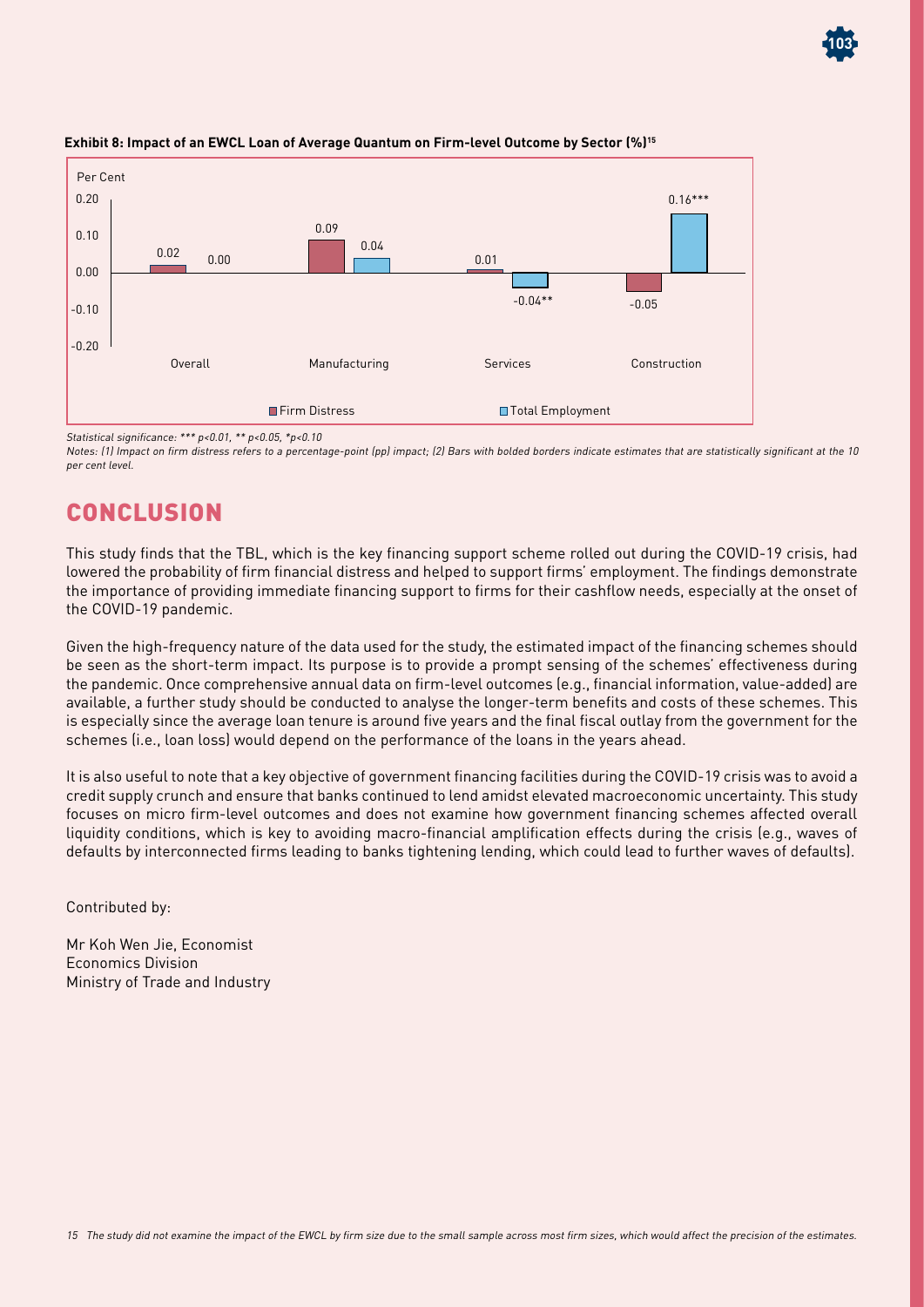**Exhibit 8: Impact of an EWCL Loan of Average Quantum on Firm-level Outcome by Sector (%)[15]**

| Per Cent | Firm Distress | Total Employment |
| --- | --- | --- |
| Overall | 0.02 | 0.00 |
| Manufacturing | 0.09 | 0.04 |
| Services | 0.01 | -0.04** |
| Construction | -0.05 | 0.16*** |

*Statistical significance: *** p<0.01, ** p<0.05, *p<0.10*

*Notes: (1) Impact on firm distress refers to a percentage-point (pp) impact; (2) Bars with bolded borders indicate estimates that are statistically significant at the 10 per cent level.*

# CONCLUSION

This study finds that the TBL, which is the key financing support scheme rolled out during the COVID-19 crisis, had lowered the probability of firm financial distress and helped to support firms' employment. The findings demonstrate the importance of providing immediate financing support to firms for their cashflow needs, especially at the onset of the COVID-19 pandemic.

Given the high-frequency nature of the data used for the study, the estimated impact of the financing schemes should be seen as the short-term impact. Its purpose is to provide a prompt sensing of the schemes' effectiveness during the pandemic. Once comprehensive annual data on firm-level outcomes (e.g., financial information, value-added) are available, a further study should be conducted to analyse the longer-term benefits and costs of these schemes. This is especially since the average loan tenure is around five years and the final fiscal outlay from the government for the schemes (i.e., loan loss) would depend on the performance of the loans in the years ahead.

It is also useful to note that a key objective of government financing facilities during the COVID-19 crisis was to avoid a credit supply crunch and ensure that banks continued to lend amidst elevated macroeconomic uncertainty. This study focuses on micro firm-level outcomes and does not examine how government financing schemes affected overall liquidity conditions, which is key to avoiding macro-financial amplification effects during the crisis (e.g., waves of defaults by interconnected firms leading to banks tightening lending, which could lead to further waves of defaults).

Contributed by:

Mr Koh Wen Jie, Economist
Economics Division
Ministry of Trade and Industry

*15 The study did not examine the impact of the EWCL by firm size due to the small sample across most firm sizes, which would affect the precision of the estimates.*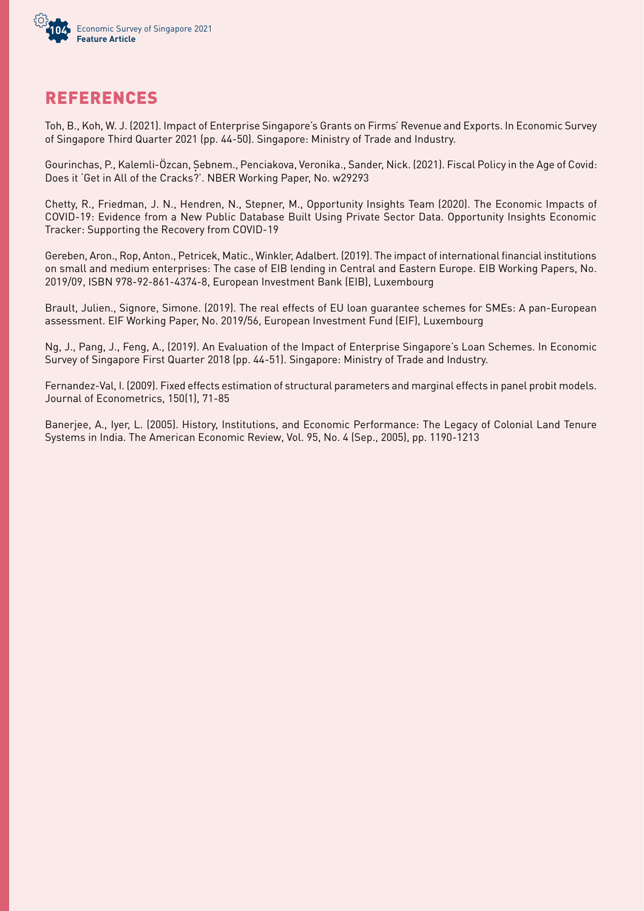# REFERENCES

Toh, B., Koh, W. J. (2021). Impact of Enterprise Singapore's Grants on Firms' Revenue and Exports. In Economic Survey of Singapore Third Quarter 2021 (pp. 44-50). Singapore: Ministry of Trade and Industry.

Gourinchas, P., Kalemli-Özcan, Şebnem., Penciakova, Veronika., Sander, Nick. (2021). Fiscal Policy in the Age of Covid: Does it 'Get in All of the Cracks?'. NBER Working Paper, No. w29293

Chetty, R., Friedman, J. N., Hendren, N., Stepner, M., Opportunity Insights Team (2020). The Economic Impacts of COVID-19: Evidence from a New Public Database Built Using Private Sector Data. Opportunity Insights Economic Tracker: Supporting the Recovery from COVID-19

Gereben, Aron., Rop, Anton., Petricek, Matic., Winkler, Adalbert. (2019). The impact of international financial institutions on small and medium enterprises: The case of EIB lending in Central and Eastern Europe. EIB Working Papers, No. 2019/09, ISBN 978-92-861-4374-8, European Investment Bank (EIB), Luxembourg

Brault, Julien., Signore, Simone. (2019). The real effects of EU loan guarantee schemes for SMEs: A pan-European assessment. EIF Working Paper, No. 2019/56, European Investment Fund (EIF), Luxembourg

Ng, J., Pang, J., Feng, A., (2019). An Evaluation of the Impact of Enterprise Singapore's Loan Schemes. In Economic Survey of Singapore First Quarter 2018 (pp. 44-51). Singapore: Ministry of Trade and Industry.

Fernandez-Val, I. (2009). Fixed effects estimation of structural parameters and marginal effects in panel probit models. Journal of Econometrics, 150(1), 71-85

Banerjee, A., Iyer, L. (2005). History, Institutions, and Economic Performance: The Legacy of Colonial Land Tenure Systems in India. The American Economic Review, Vol. 95, No. 4 (Sep., 2005), pp. 1190-1213